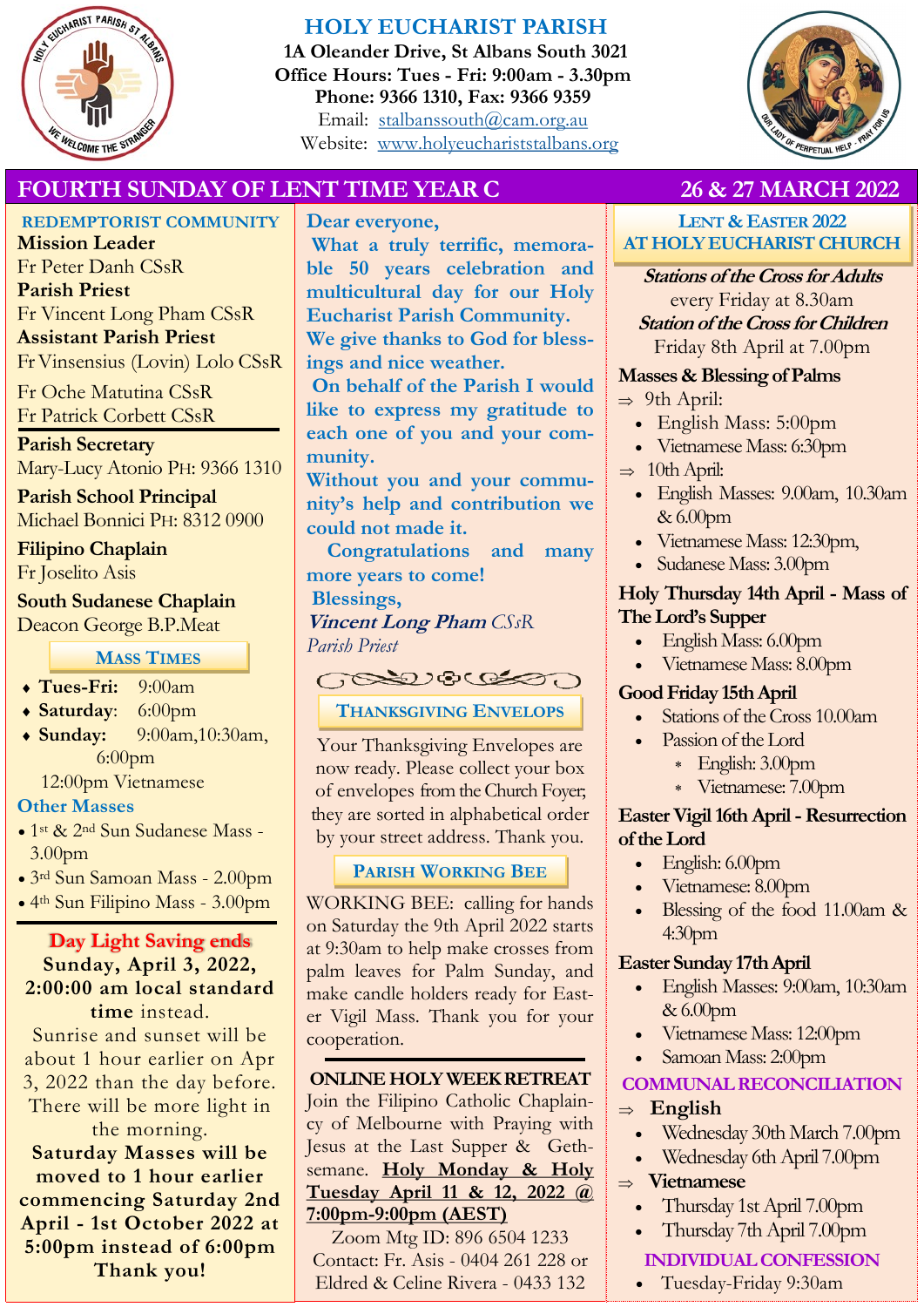# HOLY EUCHARIST PARISH

**1A Oleander Drive, St Albans South 3021**
**Office Hours: Tues - Fri: 9:00am - 3.30pm**
**Phone: 9366 1310, Fax: 9366 9359**
Email: stalbanssouth@cam.org.au
Website: www.holyeucharriststalbans.org

## FOURTH SUNDAY OF LENT TIME YEAR C — 26 & 27 MARCH 2022

### REDEMPTORIST COMMUNITY

**Mission Leader**
Fr Peter Danh CSsR
**Parish Priest**
Fr Vincent Long Pham CSsR
**Assistant Parish Priest**
Fr Vinsensius (Lovin) Lolo CSsR

Fr Oche Matutina CSsR
Fr Patrick Corbett CSsR

**Parish Secretary**
Mary-Lucy Atonio PH: 9366 1310

**Parish School Principal**
Michael Bonnici PH: 8312 0900

**Filipino Chaplain**
Fr Joselito Asis

**South Sudanese Chaplain**
Deacon George B.P.Meat

### MASS TIMES

- **Tues-Fri:** 9:00am
- **Saturday**: 6:00pm
- **Sunday:** 9:00am,10:30am, 6:00pm
  12:00pm Vietnamese

**Other Masses**

- 1st & 2nd Sun Sudanese Mass - 3.00pm
- 3rd Sun Samoan Mass - 2.00pm
- 4th Sun Filipino Mass - 3.00pm

**Day Light Saving ends**
**Sunday, April 3, 2022, 2:00:00 am local standard time** instead.
Sunrise and sunset will be about 1 hour earlier on Apr 3, 2022 than the day before. There will be more light in the morning.
**Saturday Masses will be moved to 1 hour earlier commencing Saturday 2nd April - 1st October 2022 at 5:00pm instead of 6:00pm Thank you!**

**Dear everyone,**

**What a truly terrific, memorable 50 years celebration and multicultural day for our Holy Eucharist Parish Community. We give thanks to God for blessings and nice weather.**

**On behalf of the Parish I would like to express my gratitude to each one of you and your community.**

**Without you and your community's help and contribution we could not made it.**

**Congratulations and many more years to come!**

**Blessings,**

***Vincent Long Pham*** *CSsR*
*Parish Priest*

### THANKSGIVING ENVELOPS

Your Thanksgiving Envelopes are now ready. Please collect your box of envelopes from the Church Foyer; they are sorted in alphabetical order by your street address. Thank you.

### PARISH WORKING BEE

WORKING BEE: calling for hands on Saturday the 9th April 2022 starts at 9:30am to help make crosses from palm leaves for Palm Sunday, and make candle holders ready for Easter Vigil Mass. Thank you for your cooperation.

**ONLINE HOLY WEEK RETREAT**

Join the Filipino Catholic Chaplaincy of Melbourne with Praying with Jesus at the Last Supper & Gethsemane. **Holy Monday & Holy Tuesday April 11 & 12, 2022 @ 7:00pm-9:00pm (AEST)**

Zoom Mtg ID: 896 6504 1233
Contact: Fr. Asis - 0404 261 228 or Eldred & Celine Rivera - 0433 132

### LENT & EASTER 2022 AT HOLY EUCHARIST CHURCH

***Stations of the Cross for Adults***
every Friday at 8.30am
***Station of the Cross for Children***
Friday 8th April at 7.00pm

**Masses & Blessing of Palms**

⇒ 9th April:
- English Mass: 5:00pm
- Vietnamese Mass: 6:30pm

⇒ 10th April:
- English Masses: 9.00am, 10.30am & 6.00pm
- Vietnamese Mass: 12:30pm,
- Sudanese Mass: 3.00pm

**Holy Thursday 14th April - Mass of The Lord's Supper**
- English Mass: 6.00pm
- Vietnamese Mass: 8.00pm

**Good Friday 15th April**
- Stations of the Cross 10.00am
- Passion of the Lord
  - English: 3.00pm
  - Vietnamese: 7.00pm

**Easter Vigil 16th April - Resurrection of the Lord**
- English: 6.00pm
- Vietnamese: 8.00pm
- Blessing of the food 11.00am & 4:30pm

**Easter Sunday 17th April**
- English Masses: 9:00am, 10:30am & 6.00pm
- Vietnamese Mass: 12:00pm
- Samoan Mass: 2:00pm

**COMMUNAL RECONCILIATION**

⇒ **English**
- Wednesday 30th March 7.00pm
- Wednesday 6th April 7.00pm

⇒ **Vietnamese**
- Thursday 1st April 7.00pm
- Thursday 7th April 7.00pm

**INDIVIDUAL CONFESSION**
- Tuesday-Friday 9:30am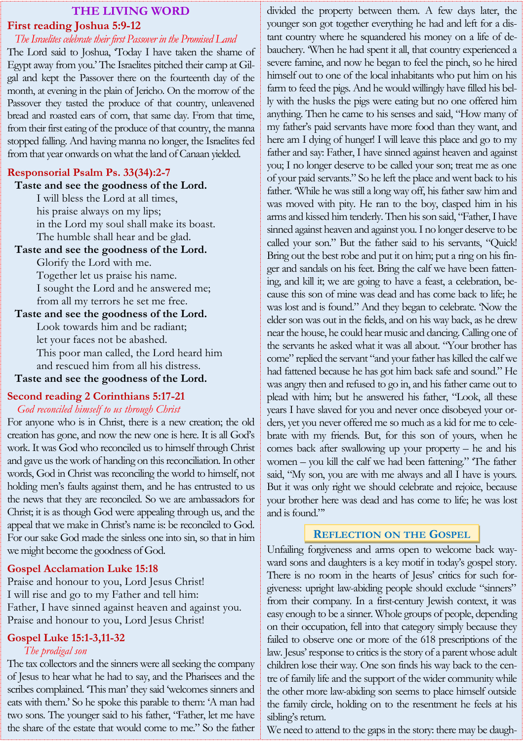# THE LIVING WORD

## First reading Joshua 5:9-12

*The Israelites celebrate their first Passover in the Promised Land*

The Lord said to Joshua, 'Today I have taken the shame of Egypt away from you.' The Israelites pitched their camp at Gilgal and kept the Passover there on the fourteenth day of the month, at evening in the plain of Jericho. On the morrow of the Passover they tasted the produce of that country, unleavened bread and roasted ears of corn, that same day. From that time, from their first eating of the produce of that country, the manna stopped falling. And having manna no longer, the Israelites fed from that year onwards on what the land of Canaan yielded.

## Responsorial Psalm Ps. 33(34):2-7

**Taste and see the goodness of the Lord.**

I will bless the Lord at all times,
his praise always on my lips;
in the Lord my soul shall make its boast.
The humble shall hear and be glad.

**Taste and see the goodness of the Lord.**

Glorify the Lord with me.
Together let us praise his name.
I sought the Lord and he answered me;
from all my terrors he set me free.

**Taste and see the goodness of the Lord.**

Look towards him and be radiant;
let your faces not be abashed.
This poor man called, the Lord heard him
and rescued him from all his distress.

**Taste and see the goodness of the Lord.**

## Second reading 2 Corinthians 5:17-21

*God reconciled himself to us through Christ*

For anyone who is in Christ, there is a new creation; the old creation has gone, and now the new one is here. It is all God's work. It was God who reconciled us to himself through Christ and gave us the work of handing on this reconciliation. In other words, God in Christ was reconciling the world to himself, not holding men's faults against them, and he has entrusted to us the news that they are reconciled. So we are ambassadors for Christ; it is as though God were appealing through us, and the appeal that we make in Christ's name is: be reconciled to God. For our sake God made the sinless one into sin, so that in him we might become the goodness of God.

## Gospel Acclamation Luke 15:18

Praise and honour to you, Lord Jesus Christ!
I will rise and go to my Father and tell him:
Father, I have sinned against heaven and against you.
Praise and honour to you, Lord Jesus Christ!

## Gospel Luke 15:1-3,11-32

*The prodigal son*

The tax collectors and the sinners were all seeking the company of Jesus to hear what he had to say, and the Pharisees and the scribes complained. 'This man' they said 'welcomes sinners and eats with them.' So he spoke this parable to them: 'A man had two sons. The younger said to his father, "Father, let me have the share of the estate that would come to me." So the father divided the property between them. A few days later, the younger son got together everything he had and left for a distant country where he squandered his money on a life of debauchery. 'When he had spent it all, that country experienced a severe famine, and now he began to feel the pinch, so he hired himself out to one of the local inhabitants who put him on his farm to feed the pigs. And he would willingly have filled his belly with the husks the pigs were eating but no one offered him anything. Then he came to his senses and said, "How many of my father's paid servants have more food than they want, and here am I dying of hunger! I will leave this place and go to my father and say: Father, I have sinned against heaven and against you; I no longer deserve to be called your son; treat me as one of your paid servants." So he left the place and went back to his father. 'While he was still a long way off, his father saw him and was moved with pity. He ran to the boy, clasped him in his arms and kissed him tenderly. Then his son said, "Father, I have sinned against heaven and against you. I no longer deserve to be called your son." But the father said to his servants, "Quick! Bring out the best robe and put it on him; put a ring on his finger and sandals on his feet. Bring the calf we have been fattening, and kill it; we are going to have a feast, a celebration, because this son of mine was dead and has come back to life; he was lost and is found." And they began to celebrate. 'Now the elder son was out in the fields, and on his way back, as he drew near the house, he could hear music and dancing. Calling one of the servants he asked what it was all about. "Your brother has come" replied the servant "and your father has killed the calf we had fattened because he has got him back safe and sound." He was angry then and refused to go in, and his father came out to plead with him; but he answered his father, "Look, all these years I have slaved for you and never once disobeyed your orders, yet you never offered me so much as a kid for me to celebrate with my friends. But, for this son of yours, when he comes back after swallowing up your property – he and his women – you kill the calf we had been fattening." 'The father said, "My son, you are with me always and all I have is yours. But it was only right we should celebrate and rejoice, because your brother here was dead and has come to life; he was lost and is found."'

## Reflection on the Gospel

Unfailing forgiveness and arms open to welcome back wayward sons and daughters is a key motif in today's gospel story. There is no room in the hearts of Jesus' critics for such forgiveness: upright law-abiding people should exclude "sinners" from their company. In a first-century Jewish context, it was easy enough to be a sinner. Whole groups of people, depending on their occupation, fell into that category simply because they failed to observe one or more of the 618 prescriptions of the law. Jesus' response to critics is the story of a parent whose adult children lose their way. One son finds his way back to the centre of family life and the support of the wider community while the other more law-abiding son seems to place himself outside the family circle, holding on to the resentment he feels at his sibling's return.

We need to attend to the gaps in the story: there may be daugh-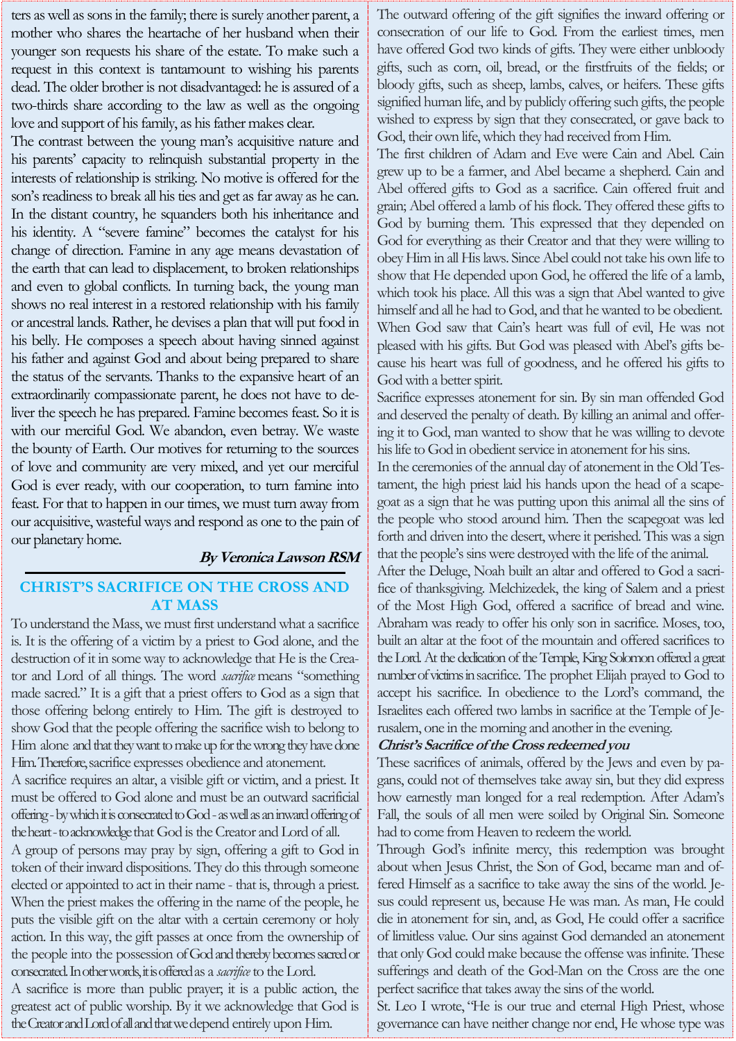ters as well as sons in the family; there is surely another parent, a mother who shares the heartache of her husband when their younger son requests his share of the estate. To make such a request in this context is tantamount to wishing his parents dead. The older brother is not disadvantaged: he is assured of a two-thirds share according to the law as well as the ongoing love and support of his family, as his father makes clear.

The contrast between the young man's acquisitive nature and his parents' capacity to relinquish substantial property in the interests of relationship is striking. No motive is offered for the son's readiness to break all his ties and get as far away as he can. In the distant country, he squanders both his inheritance and his identity. A "severe famine" becomes the catalyst for his change of direction. Famine in any age means devastation of the earth that can lead to displacement, to broken relationships and even to global conflicts. In turning back, the young man shows no real interest in a restored relationship with his family or ancestral lands. Rather, he devises a plan that will put food in his belly. He composes a speech about having sinned against his father and against God and about being prepared to share the status of the servants. Thanks to the expansive heart of an extraordinarily compassionate parent, he does not have to deliver the speech he has prepared. Famine becomes feast. So it is with our merciful God. We abandon, even betray. We waste the bounty of Earth. Our motives for returning to the sources of love and community are very mixed, and yet our merciful God is ever ready, with our cooperation, to turn famine into feast. For that to happen in our times, we must turn away from our acquisitive, wasteful ways and respond as one to the pain of our planetary home.

***By Veronica Lawson RSM***

## CHRIST'S SACRIFICE ON THE CROSS AND AT MASS

To understand the Mass, we must first understand what a sacrifice is. It is the offering of a victim by a priest to God alone, and the destruction of it in some way to acknowledge that He is the Creator and Lord of all things. The word *sacrifice* means "something made sacred." It is a gift that a priest offers to God as a sign that those offering belong entirely to Him. The gift is destroyed to show God that the people offering the sacrifice wish to belong to Him alone and that they want to make up for the wrong they have done Him. Therefore, sacrifice expresses obedience and atonement.

A sacrifice requires an altar, a visible gift or victim, and a priest. It must be offered to God alone and must be an outward sacrificial offering - by which it is consecrated to God - as well as an inward offering of the heart - to acknowledge that God is the Creator and Lord of all.

A group of persons may pray by sign, offering a gift to God in token of their inward dispositions. They do this through someone elected or appointed to act in their name - that is, through a priest. When the priest makes the offering in the name of the people, he puts the visible gift on the altar with a certain ceremony or holy action. In this way, the gift passes at once from the ownership of the people into the possession of God and thereby becomes sacred or consecrated. In other words, it is offered as a *sacrifice* to the Lord.

A sacrifice is more than public prayer; it is a public action, the greatest act of public worship. By it we acknowledge that God is the Creator and Lord of all and that we depend entirely upon Him.

The outward offering of the gift signifies the inward offering or consecration of our life to God. From the earliest times, men have offered God two kinds of gifts. They were either unbloody gifts, such as corn, oil, bread, or the firstfruits of the fields; or bloody gifts, such as sheep, lambs, calves, or heifers. These gifts signified human life, and by publicly offering such gifts, the people wished to express by sign that they consecrated, or gave back to God, their own life, which they had received from Him.

The first children of Adam and Eve were Cain and Abel. Cain grew up to be a farmer, and Abel became a shepherd. Cain and Abel offered gifts to God as a sacrifice. Cain offered fruit and grain; Abel offered a lamb of his flock. They offered these gifts to God by burning them. This expressed that they depended on God for everything as their Creator and that they were willing to obey Him in all His laws. Since Abel could not take his own life to show that He depended upon God, he offered the life of a lamb, which took his place. All this was a sign that Abel wanted to give himself and all he had to God, and that he wanted to be obedient. When God saw that Cain's heart was full of evil, He was not pleased with his gifts. But God was pleased with Abel's gifts because his heart was full of goodness, and he offered his gifts to God with a better spirit.

Sacrifice expresses atonement for sin. By sin man offended God and deserved the penalty of death. By killing an animal and offering it to God, man wanted to show that he was willing to devote his life to God in obedient service in atonement for his sins.

In the ceremonies of the annual day of atonement in the Old Testament, the high priest laid his hands upon the head of a scapegoat as a sign that he was putting upon this animal all the sins of the people who stood around him. Then the scapegoat was led forth and driven into the desert, where it perished. This was a sign that the people's sins were destroyed with the life of the animal.

After the Deluge, Noah built an altar and offered to God a sacrifice of thanksgiving. Melchizedek, the king of Salem and a priest of the Most High God, offered a sacrifice of bread and wine. Abraham was ready to offer his only son in sacrifice. Moses, too, built an altar at the foot of the mountain and offered sacrifices to the Lord. At the dedication of the Temple, King Solomon offered a great number of victims in sacrifice. The prophet Elijah prayed to God to accept his sacrifice. In obedience to the Lord's command, the Israelites each offered two lambs in sacrifice at the Temple of Jerusalem, one in the morning and another in the evening.

***Christ's Sacrifice of the Cross redeemed you***

These sacrifices of animals, offered by the Jews and even by pagans, could not of themselves take away sin, but they did express how earnestly man longed for a real redemption. After Adam's Fall, the souls of all men were soiled by Original Sin. Someone had to come from Heaven to redeem the world.

Through God's infinite mercy, this redemption was brought about when Jesus Christ, the Son of God, became man and offered Himself as a sacrifice to take away the sins of the world. Jesus could represent us, because He was man. As man, He could die in atonement for sin, and, as God, He could offer a sacrifice of limitless value. Our sins against God demanded an atonement that only God could make because the offense was infinite. These sufferings and death of the God-Man on the Cross are the one perfect sacrifice that takes away the sins of the world.

St. Leo I wrote, "He is our true and eternal High Priest, whose governance can have neither change nor end, He whose type was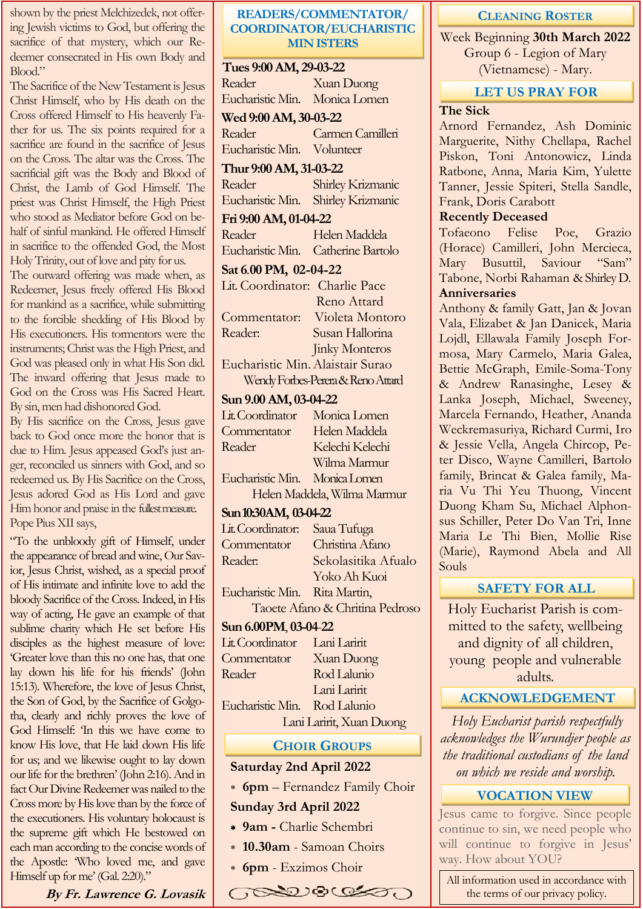shown by the priest Melchizedek, not offering Jewish victims to God, but offering the sacrifice of that mystery, which our Redeemer consecrated in His own Body and Blood."

The Sacrifice of the New Testament is Jesus Christ Himself, who by His death on the Cross offered Himself to His heavenly Father for us. The six points required for a sacrifice are found in the sacrifice of Jesus on the Cross. The altar was the Cross. The sacrificial gift was the Body and Blood of Christ, the Lamb of God Himself. The priest was Christ Himself, the High Priest who stood as Mediator before God on behalf of sinful mankind. He offered Himself in sacrifice to the offended God, the Most Holy Trinity, out of love and pity for us.

The outward offering was made when, as Redeemer, Jesus freely offered His Blood for mankind as a sacrifice, while submitting to the forcible shedding of His Blood by His executioners. His tormentors were the instruments; Christ was the High Priest, and God was pleased only in what His Son did. The inward offering that Jesus made to God on the Cross was His Sacred Heart. By sin, men had dishonored God.

By His sacrifice on the Cross, Jesus gave back to God once more the honor that is due to Him. Jesus appeased God's just anger, reconciled us sinners with God, and so redeemed us. By His Sacrifice on the Cross, Jesus adored God as His Lord and gave Him honor and praise in the fullest measure. Pope Pius XII says,

"To the unbloody gift of Himself, under the appearance of bread and wine, Our Savior, Jesus Christ, wished, as a special proof of His intimate and infinite love to add the bloody Sacrifice of the Cross. Indeed, in His way of acting, He gave an example of that sublime charity which He set before His disciples as the highest measure of love: 'Greater love than this no one has, that one lay down his life for his friends' (John 15:13). Wherefore, the love of Jesus Christ, the Son of God, by the Sacrifice of Golgotha, clearly and richly proves the love of God Himself: 'In this we have come to know His love, that He laid down His life for us; and we likewise ought to lay down our life for the brethren' (John 2:16). And in fact Our Divine Redeemer was nailed to the Cross more by His love than by the force of the executioners. His voluntary holocaust is the supreme gift which He bestowed on each man according to the concise words of the Apostle: 'Who loved me, and gave Himself up for me' (Gal. 2:20)."

***By Fr. Lawrence G. Lovasik***

## READERS/COMMENTATOR/ COORDINATOR/EUCHARISTIC MINISTERS

**Tues 9:00 AM, 29-03-22**
Reader — Xuan Duong
Eucharistic Min. — Monica Lomen

**Wed 9:00 AM, 30-03-22**
Reader — Carmen Camilleri
Eucharistic Min. — Volunteer

**Thur 9:00 AM, 31-03-22**
Reader — Shirley Krizmanic
Eucharistic Min. — Shirley Krizmanic

**Fri 9:00 AM, 01-04-22**
Reader — Helen Maddela
Eucharistic Min. — Catherine Bartolo

**Sat 6.00 PM, 02-04-22**
Lit. Coordinator: — Charlie Pace, Reno Attard
Commentator: — Violeta Montoro
Reader: — Susan Hallorina, Jinky Monteros
Eucharistic Min. — Alaistair Surao, Wendy Forbes-Perera & Reno Attard

**Sun 9.00 AM, 03-04-22**
Lit Coordinator — Monica Lomen
Commentator — Helen Maddela
Reader — Kelechi Kelechi, Wilma Marmur
Eucharistic Min. — Monica Lomen, Helen Maddela, Wilma Marmur

**Sun 10:30AM, 03-04-22**
Lit. Coordinator: — Saua Tufuga
Commentator — Christina Afano
Reader: — Sekolasitika Afualo, Yoko Ah Kuoi
Eucharistic Min. — Rita Martin, Taoete Afano & Chritina Pedroso

**Sun 6.00PM, 03-04-22**
Lit Coordinator — Lani Laririt
Commentator — Xuan Duong
Reader — Rod Lalunio, Lani Laririt
Eucharistic Min. — Rod Lalunio, Lani Laririt, Xuan Duong

## CHOIR GROUPS

**Saturday 2nd April 2022**

- **6pm** – Fernandez Family Choir

**Sunday 3rd April 2022**

- **9am -** Charlie Schembri
- **10.30am** - Samoan Choirs
- **6pm** - Exzimos Choir

## CLEANING ROSTER

Week Beginning **30th March 2022**
Group 6 - Legion of Mary (Vietnamese) - Mary.

## LET US PRAY FOR

**The Sick**
Arnord Fernandez, Ash Dominic Marguerite, Nithy Chellapa, Rachel Piskon, Toni Antonowicz, Linda Ratbone, Anna, Maria Kim, Yulette Tanner, Jessie Spiteri, Stella Sandle, Frank, Doris Carabott

**Recently Deceased**
Tofaeono Felise Poe, Grazio (Horace) Camilleri, John Mercieca, Mary Busuttil, Saviour "Sam" Tabone, Norbi Rahaman & Shirley D.

**Anniversaries**
Anthony & family Gatt, Jan & Jovan Vala, Elizabet & Jan Danicek, Maria Lojdl, Ellawala Family Joseph Formosa, Mary Carmelo, Maria Galea, Bettie McGraph, Emile-Soma-Tony & Andrew Ranasinghe, Lesey & Lanka Joseph, Michael, Sweeney, Marcela Fernando, Heather, Ananda Weckremasuriya, Richard Curmi, Iro & Jessie Vella, Angela Chircop, Peter Disco, Wayne Camilleri, Bartolo family, Brincat & Galea family, Maria Vu Thi Yeu Thuong, Vincent Duong Kham Su, Michael Alphonsus Schiller, Peter Do Van Tri, Inne Maria Le Thi Bien, Mollie Rise (Marie), Raymond Abela and All Souls

## SAFETY FOR ALL

Holy Eucharist Parish is committed to the safety, wellbeing and dignity of all children, young people and vulnerable adults.

## ACKNOWLEDGEMENT

*Holy Eucharist parish respectfully acknowledges the Wurundjer people as the traditional custodians of the land on which we reside and worship.*

## VOCATION VIEW

Jesus came to forgive. Since people continue to sin, we need people who will continue to forgive in Jesus' way. How about YOU?

All information used in accordance with the terms of our privacy policy.